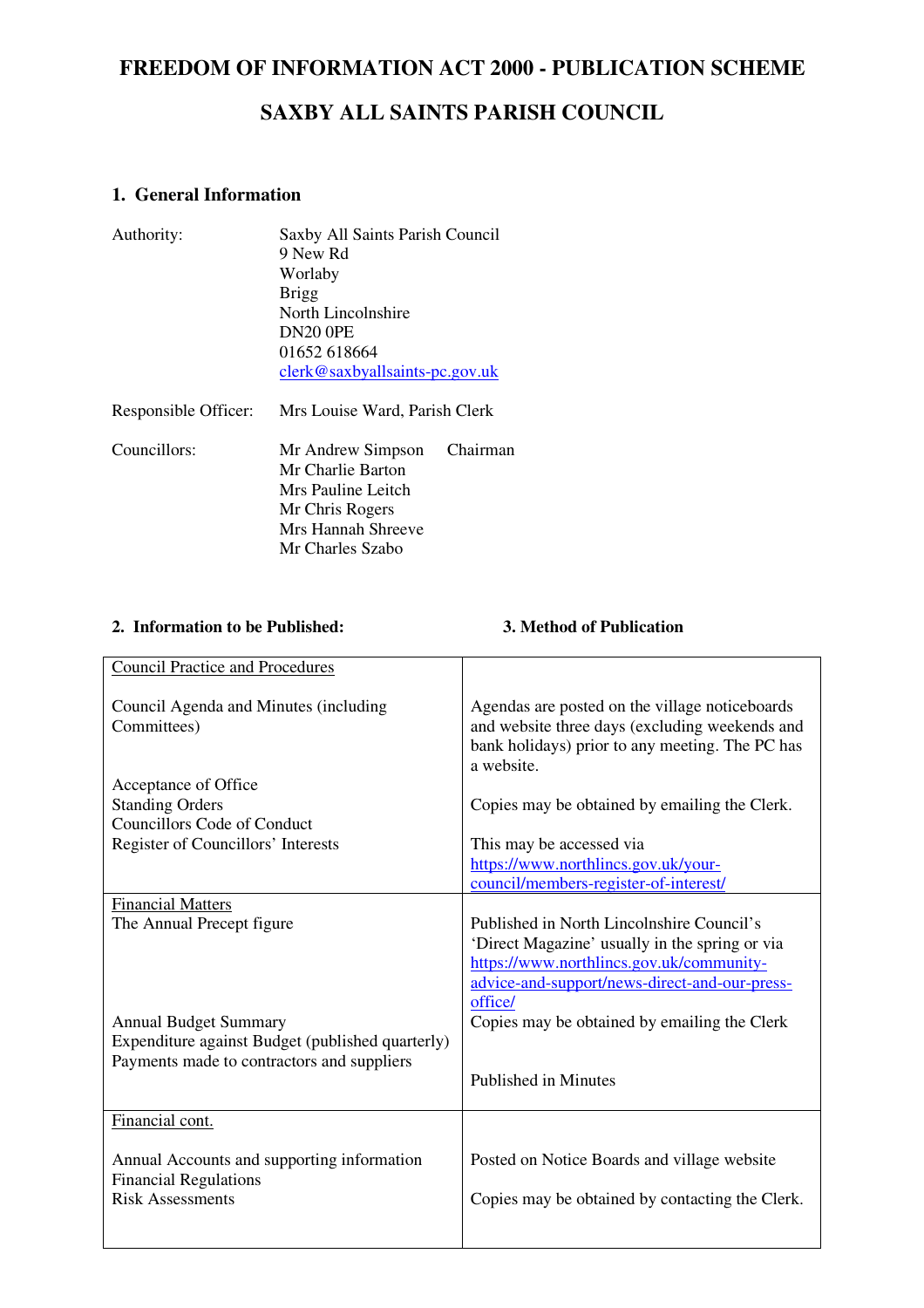# FREEDOM OF INFORMATION ACT 2000 - PUBLICATION SCHEME

# SAXBY ALL SAINTS PARISH COUNCIL

## 1. General Information

Authority: Saxby All Saints Parish Council
9 New Rd
Worlaby
Brigg
North Lincolnshire
DN20 0PE
01652 618664
clerk@saxbyallsaints-pc.gov.uk

Responsible Officer: Mrs Louise Ward, Parish Clerk

Councillors:
- Mr Andrew Simpson Chairman
- Mr Charlie Barton
- Mrs Pauline Leitch
- Mr Chris Rogers
- Mrs Hannah Shreeve
- Mr Charles Szabo

| 2. Information to be Published: | 3. Method of Publication |
|---|---|
| Council Practice and Procedures | |
| Council Agenda and Minutes (including Committees) | Agendas are posted on the village noticeboards and website three days (excluding weekends and bank holidays) prior to any meeting. The PC has a website. |
| Acceptance of Office<br>Standing Orders<br>Councillors Code of Conduct | Copies may be obtained by emailing the Clerk. |
| Register of Councillors' Interests | This may be accessed via https://www.northlincs.gov.uk/your-council/members-register-of-interest/ |
| Financial Matters | |
| The Annual Precept figure | Published in North Lincolnshire Council's 'Direct Magazine' usually in the spring or via https://www.northlincs.gov.uk/community-advice-and-support/news-direct-and-our-press-office/ |
| Annual Budget Summary<br>Expenditure against Budget (published quarterly) | Copies may be obtained by emailing the Clerk |
| Payments made to contractors and suppliers | Published in Minutes |
| Financial cont. | |
| Annual Accounts and supporting information | Posted on Notice Boards and village website |
| Financial Regulations<br>Risk Assessments | Copies may be obtained by contacting the Clerk. |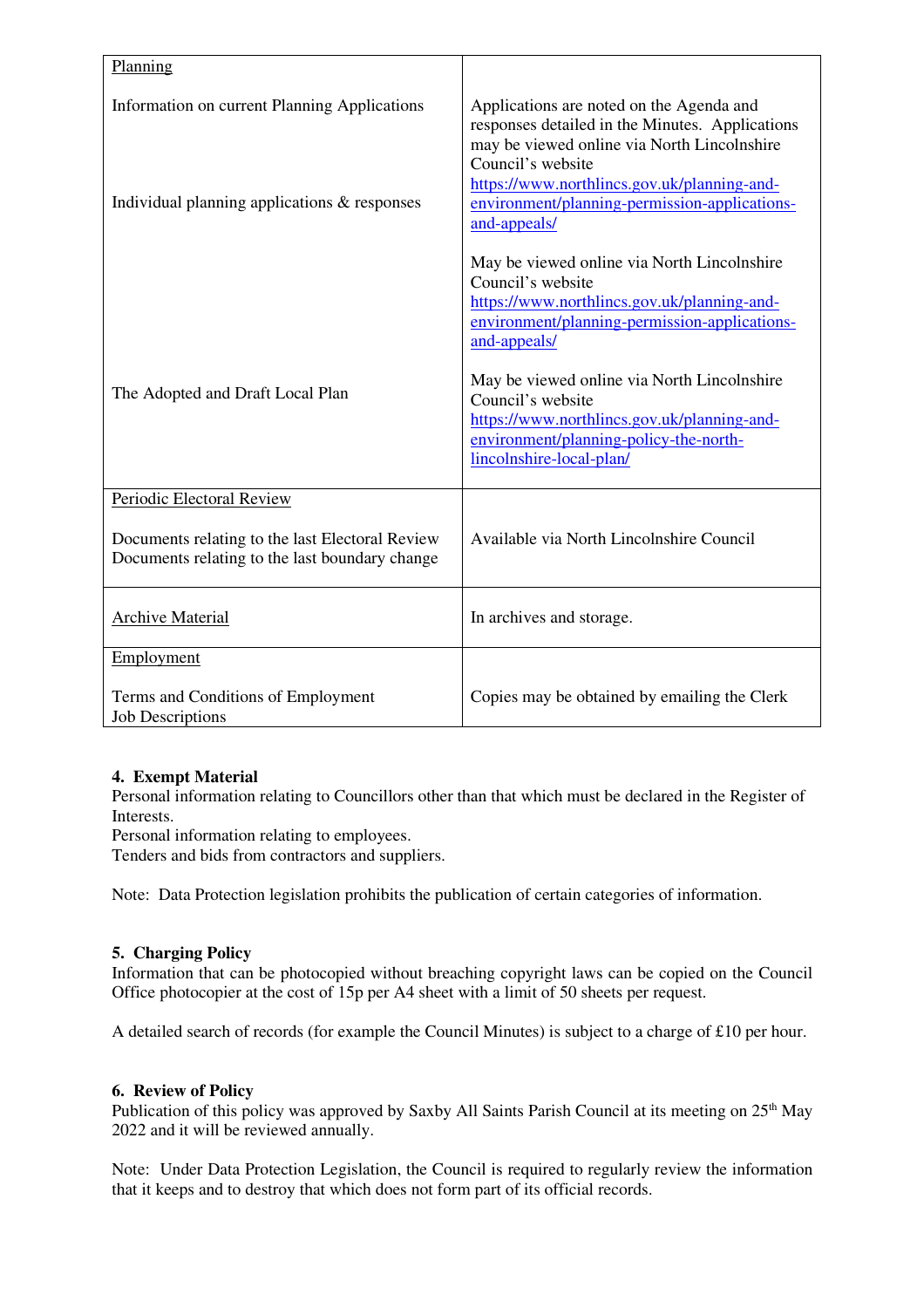| | |
|---|---|
| Planning<br><br>Information on current Planning Applications<br><br>Individual planning applications & responses<br><br>The Adopted and Draft Local Plan | Applications are noted on the Agenda and responses detailed in the Minutes. Applications may be viewed online via North Lincolnshire Council's website https://www.northlincs.gov.uk/planning-and-environment/planning-permission-applications-and-appeals/<br><br>May be viewed online via North Lincolnshire Council's website https://www.northlincs.gov.uk/planning-and-environment/planning-permission-applications-and-appeals/<br><br>May be viewed online via North Lincolnshire Council's website https://www.northlincs.gov.uk/planning-and-environment/planning-policy-the-north-lincolnshire-local-plan/ |
| Periodic Electoral Review<br><br>Documents relating to the last Electoral Review<br>Documents relating to the last boundary change | Available via North Lincolnshire Council |
| Archive Material | In archives and storage. |
| Employment<br><br>Terms and Conditions of Employment<br>Job Descriptions | Copies may be obtained by emailing the Clerk |

**4. Exempt Material**

Personal information relating to Councillors other than that which must be declared in the Register of Interests.
Personal information relating to employees.
Tenders and bids from contractors and suppliers.

Note: Data Protection legislation prohibits the publication of certain categories of information.

**5. Charging Policy**

Information that can be photocopied without breaching copyright laws can be copied on the Council Office photocopier at the cost of 15p per A4 sheet with a limit of 50 sheets per request.

A detailed search of records (for example the Council Minutes) is subject to a charge of £10 per hour.

**6. Review of Policy**

Publication of this policy was approved by Saxby All Saints Parish Council at its meeting on 25th May 2022 and it will be reviewed annually.

Note: Under Data Protection Legislation, the Council is required to regularly review the information that it keeps and to destroy that which does not form part of its official records.